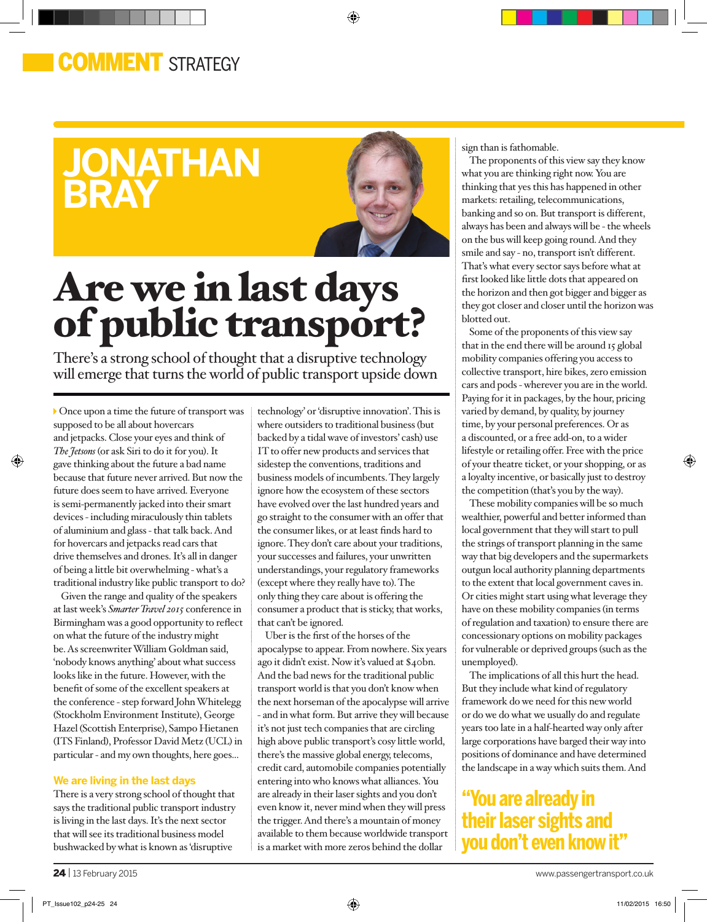COMMENT STRATEGY

# JONATHAN BRAY

# Are we in last days of public transport?

There's a strong school of thought that a disruptive technology will emerge that turns the world of public transport upside down

Once upon a time the future of transport was supposed to be all about hovercars and jetpacks. Close your eyes and think of *The Jetsons* (or ask Siri to do it for you). It gave thinking about the future a bad name because that future never arrived. But now the future does seem to have arrived. Everyone is semi-permanently jacked into their smart devices - including miraculously thin tablets of aluminium and glass - that talk back. And for hovercars and jetpacks read cars that drive themselves and drones. It's all in danger of being a little bit overwhelming - what's a traditional industry like public transport to do?

Given the range and quality of the speakers at last week's *Smarter Travel 2015* conference in Birmingham was a good opportunity to reflect on what the future of the industry might be. As screenwriter William Goldman said, 'nobody knows anything' about what success looks like in the future. However, with the benefit of some of the excellent speakers at the conference - step forward John Whitelegg (Stockholm Environment Institute), George Hazel (Scottish Enterprise), Sampo Hietanen (ITS Finland), Professor David Metz (UCL) in particular - and my own thoughts, here goes...

## We are living in the last days

There is a very strong school of thought that says the traditional public transport industry is living in the last days. It's the next sector that will see its traditional business model bushwacked by what is known as 'disruptive technology' or 'disruptive innovation'. This is where outsiders to traditional business (but backed by a tidal wave of investors' cash) use IT to offer new products and services that sidestep the conventions, traditions and business models of incumbents. They largely ignore how the ecosystem of these sectors have evolved over the last hundred years and go straight to the consumer with an offer that the consumer likes, or at least finds hard to ignore. They don't care about your traditions, your successes and failures, your unwritten understandings, your regulatory frameworks (except where they really have to). The only thing they care about is offering the consumer a product that is sticky, that works, that can't be ignored.

Uber is the first of the horses of the apocalypse to appear. From nowhere. Six years ago it didn't exist. Now it's valued at $40bn. And the bad news for the traditional public transport world is that you don't know when the next horseman of the apocalypse will arrive - and in what form. But arrive they will because it's not just tech companies that are circling high above public transport's cosy little world, there's the massive global energy, telecoms, credit card, automobile companies potentially entering into who knows what alliances. You are already in their laser sights and you don't even know it, never mind when they will press the trigger. And there's a mountain of money available to them because worldwide transport is a market with more zeros behind the dollar sign than is fathomable.

The proponents of this view say they know what you are thinking right now. You are thinking that yes this has happened in other markets: retailing, telecommunications, banking and so on. But transport is different, always has been and always will be - the wheels on the bus will keep going round. And they smile and say - no, transport isn't different. That's what every sector says before what at first looked like little dots that appeared on the horizon and then got bigger and bigger as they got closer and closer until the horizon was blotted out.

Some of the proponents of this view say that in the end there will be around 15 global mobility companies offering you access to collective transport, hire bikes, zero emission cars and pods - wherever you are in the world. Paying for it in packages, by the hour, pricing varied by demand, by quality, by journey time, by your personal preferences. Or as a discounted, or a free add-on, to a wider lifestyle or retailing offer. Free with the price of your theatre ticket, or your shopping, or as a loyalty incentive, or basically just to destroy the competition (that's you by the way).

These mobility companies will be so much wealthier, powerful and better informed than local government that they will start to pull the strings of transport planning in the same way that big developers and the supermarkets outgun local authority planning departments to the extent that local government caves in. Or cities might start using what leverage they have on these mobility companies (in terms of regulation and taxation) to ensure there are concessionary options on mobility packages for vulnerable or deprived groups (such as the unemployed).

The implications of all this hurt the head. But they include what kind of regulatory framework do we need for this new world or do we do what we usually do and regulate years too late in a half-hearted way only after large corporations have barged their way into positions of dominance and have determined the landscape in a way which suits them. And

> "You are already in their laser sights and you don't even know it"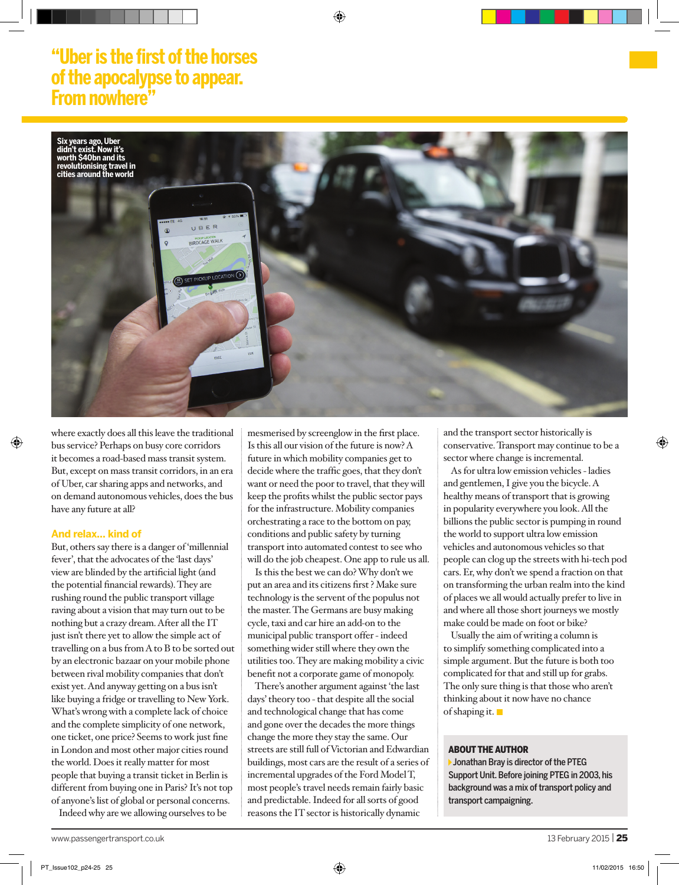## "Uber is the first of the horses of the apocalypse to appear. From nowhere"

Six years ago, Uber didn't exist. Now it's worth $40bn and its revolutionising travel in cities around the world

where exactly does all this leave the traditional bus service? Perhaps on busy core corridors it becomes a road-based mass transit system. But, except on mass transit corridors, in an era of Uber, car sharing apps and networks, and on demand autonomous vehicles, does the bus have any future at all?

### And relax... kind of

But, others say there is a danger of 'millennial fever', that the advocates of the 'last days' view are blinded by the artificial light (and the potential financial rewards). They are rushing round the public transport village raving about a vision that may turn out to be nothing but a crazy dream. After all the IT just isn't there yet to allow the simple act of travelling on a bus from A to B to be sorted out by an electronic bazaar on your mobile phone between rival mobility companies that don't exist yet. And anyway getting on a bus isn't like buying a fridge or travelling to New York. What's wrong with a complete lack of choice and the complete simplicity of one network, one ticket, one price? Seems to work just fine in London and most other major cities round the world. Does it really matter for most people that buying a transit ticket in Berlin is different from buying one in Paris? It's not top of anyone's list of global or personal concerns.

Indeed why are we allowing ourselves to be mesmerised by screenglow in the first place. Is this all our vision of the future is now? A future in which mobility companies get to decide where the traffic goes, that they don't want or need the poor to travel, that they will keep the profits whilst the public sector pays for the infrastructure. Mobility companies orchestrating a race to the bottom on pay, conditions and public safety by turning transport into automated contest to see who will do the job cheapest. One app to rule us all.

Is this the best we can do? Why don't we put an area and its citizens first ? Make sure technology is the servent of the populus not the master. The Germans are busy making cycle, taxi and car hire an add-on to the municipal public transport offer - indeed something wider still where they own the utilities too. They are making mobility a civic benefit not a corporate game of monopoly.

There's another argument against 'the last days' theory too - that despite all the social and technological change that has come and gone over the decades the more things change the more they stay the same. Our streets are still full of Victorian and Edwardian buildings, most cars are the result of a series of incremental upgrades of the Ford Model T, most people's travel needs remain fairly basic and predictable. Indeed for all sorts of good reasons the IT sector is historically dynamic and the transport sector historically is conservative. Transport may continue to be a sector where change is incremental.

As for ultra low emission vehicles - ladies and gentlemen, I give you the bicycle. A healthy means of transport that is growing in popularity everywhere you look. All the billions the public sector is pumping in round the world to support ultra low emission vehicles and autonomous vehicles so that people can clog up the streets with hi-tech pod cars. Er, why don't we spend a fraction on that on transforming the urban realm into the kind of places we all would actually prefer to live in and where all those short journeys we mostly make could be made on foot or bike?

Usually the aim of writing a column is to simplify something complicated into a simple argument. But the future is both too complicated for that and still up for grabs. The only sure thing is that those who aren't thinking about it now have no chance of shaping it. ■

**ABOUT THE AUTHOR**

**Jonathan Bray is director of the PTEG Support Unit. Before joining PTEG in 2003, his background was a mix of transport policy and transport campaigning.**